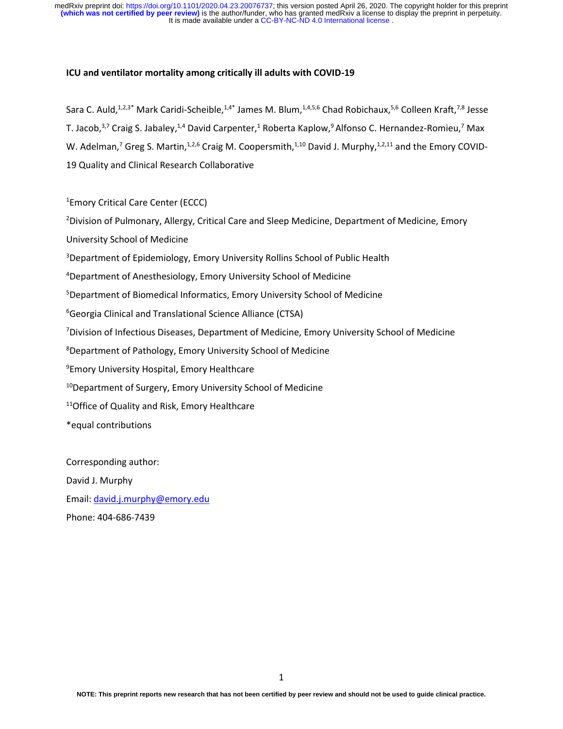**ICU and ventilator mortality among critically ill adults with COVID-19**

Sara C. Auld,[1,2,3*] Mark Caridi-Scheible,[1,4*] James M. Blum,[1,4,5,6] Chad Robichaux,[5,6] Colleen Kraft,[7,8] Jesse T. Jacob,[3,7] Craig S. Jabaley,[1,4] David Carpenter,[1] Roberta Kaplow,[9] Alfonso C. Hernandez-Romieu,[7] Max W. Adelman,[7] Greg S. Martin,[1,2,6] Craig M. Coopersmith,[1,10] David J. Murphy,[1,2,11] and the Emory COVID-19 Quality and Clinical Research Collaborative

[1]Emory Critical Care Center (ECCC)

[2]Division of Pulmonary, Allergy, Critical Care and Sleep Medicine, Department of Medicine, Emory University School of Medicine

[3]Department of Epidemiology, Emory University Rollins School of Public Health

[4]Department of Anesthesiology, Emory University School of Medicine

[5]Department of Biomedical Informatics, Emory University School of Medicine

[6]Georgia Clinical and Translational Science Alliance (CTSA)

[7]Division of Infectious Diseases, Department of Medicine, Emory University School of Medicine

[8]Department of Pathology, Emory University School of Medicine

[9]Emory University Hospital, Emory Healthcare

[10]Department of Surgery, Emory University School of Medicine

[11]Office of Quality and Risk, Emory Healthcare

*equal contributions

Corresponding author:

David J. Murphy

Email: david.j.murphy@emory.edu

Phone: 404-686-7439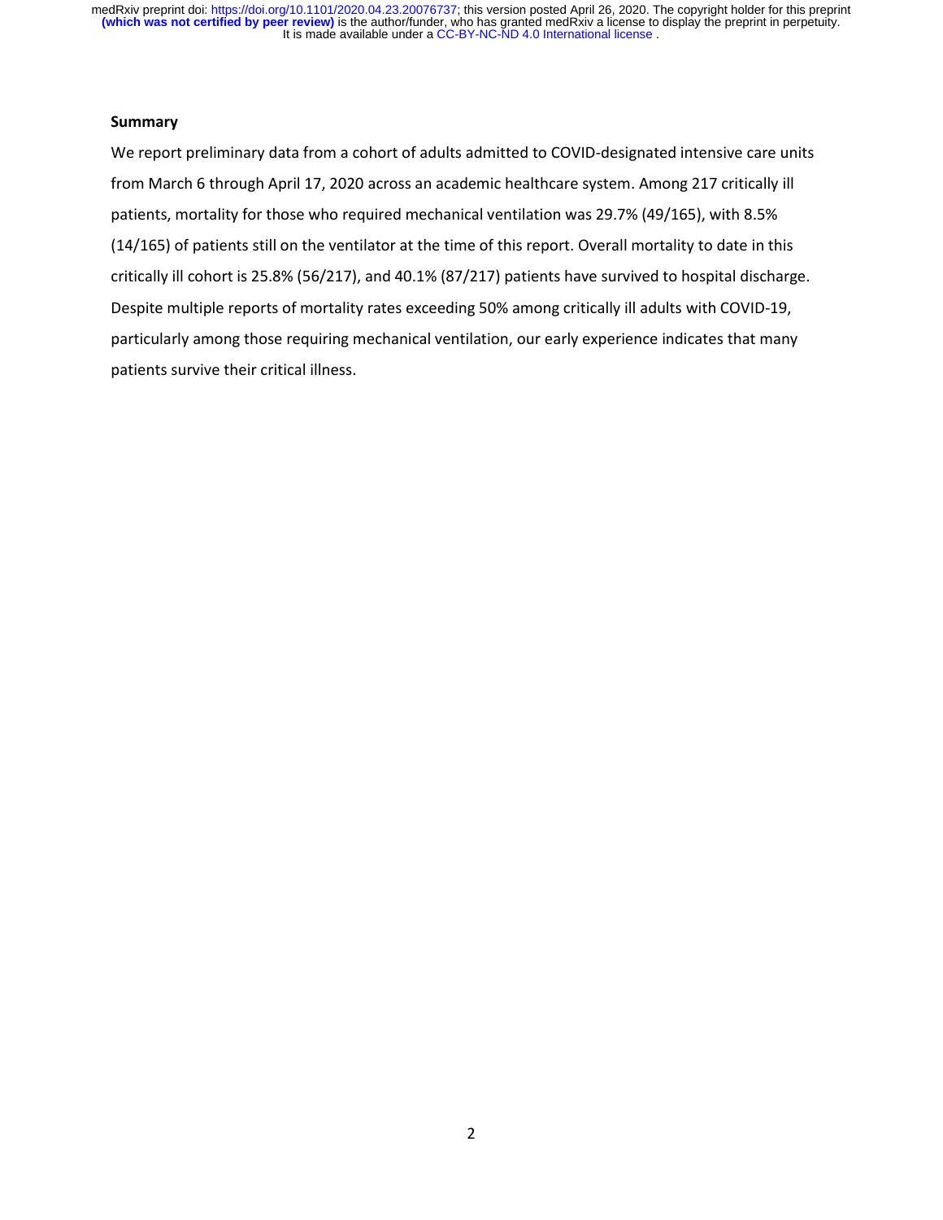## Summary

We report preliminary data from a cohort of adults admitted to COVID-designated intensive care units from March 6 through April 17, 2020 across an academic healthcare system. Among 217 critically ill patients, mortality for those who required mechanical ventilation was 29.7% (49/165), with 8.5% (14/165) of patients still on the ventilator at the time of this report. Overall mortality to date in this critically ill cohort is 25.8% (56/217), and 40.1% (87/217) patients have survived to hospital discharge. Despite multiple reports of mortality rates exceeding 50% among critically ill adults with COVID-19, particularly among those requiring mechanical ventilation, our early experience indicates that many patients survive their critical illness.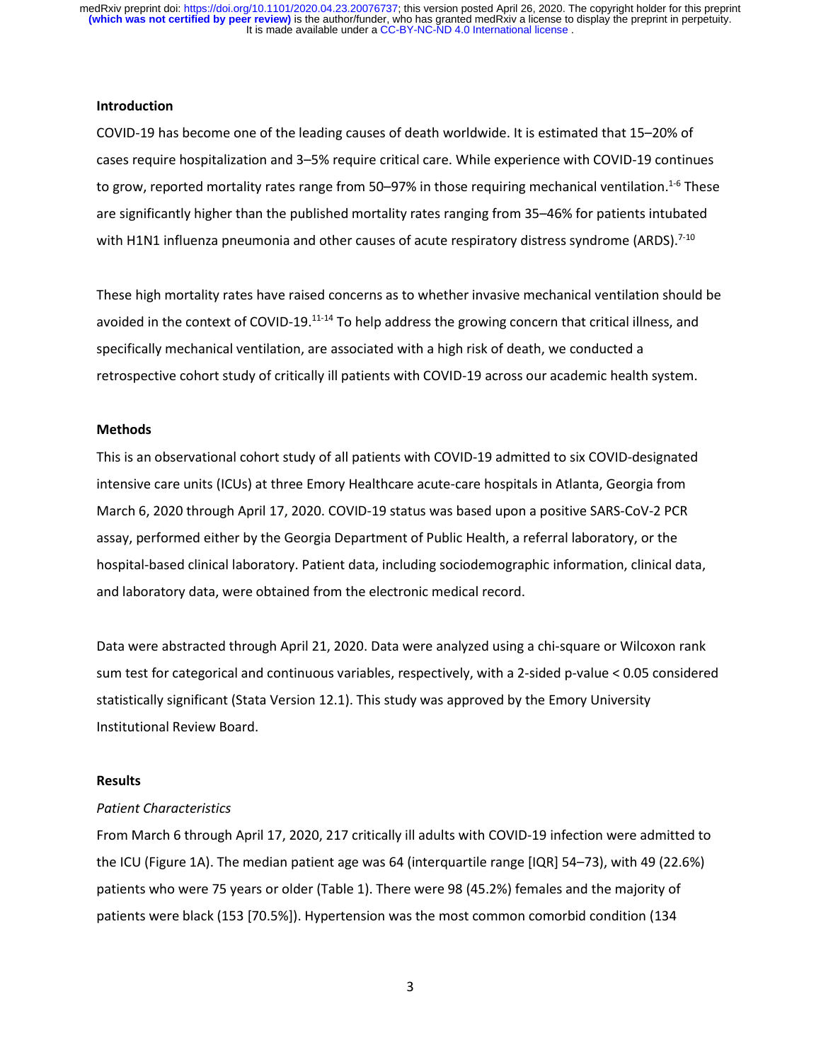**Introduction**

COVID-19 has become one of the leading causes of death worldwide. It is estimated that 15–20% of cases require hospitalization and 3–5% require critical care. While experience with COVID-19 continues to grow, reported mortality rates range from 50–97% in those requiring mechanical ventilation.[1-6] These are significantly higher than the published mortality rates ranging from 35–46% for patients intubated with H1N1 influenza pneumonia and other causes of acute respiratory distress syndrome (ARDS).[7-10]

These high mortality rates have raised concerns as to whether invasive mechanical ventilation should be avoided in the context of COVID-19.[11-14] To help address the growing concern that critical illness, and specifically mechanical ventilation, are associated with a high risk of death, we conducted a retrospective cohort study of critically ill patients with COVID-19 across our academic health system.

**Methods**

This is an observational cohort study of all patients with COVID-19 admitted to six COVID-designated intensive care units (ICUs) at three Emory Healthcare acute-care hospitals in Atlanta, Georgia from March 6, 2020 through April 17, 2020. COVID-19 status was based upon a positive SARS-CoV-2 PCR assay, performed either by the Georgia Department of Public Health, a referral laboratory, or the hospital-based clinical laboratory. Patient data, including sociodemographic information, clinical data, and laboratory data, were obtained from the electronic medical record.

Data were abstracted through April 21, 2020. Data were analyzed using a chi-square or Wilcoxon rank sum test for categorical and continuous variables, respectively, with a 2-sided p-value < 0.05 considered statistically significant (Stata Version 12.1). This study was approved by the Emory University Institutional Review Board.

**Results**

*Patient Characteristics*

From March 6 through April 17, 2020, 217 critically ill adults with COVID-19 infection were admitted to the ICU (Figure 1A). The median patient age was 64 (interquartile range [IQR] 54–73), with 49 (22.6%) patients who were 75 years or older (Table 1). There were 98 (45.2%) females and the majority of patients were black (153 [70.5%]). Hypertension was the most common comorbid condition (134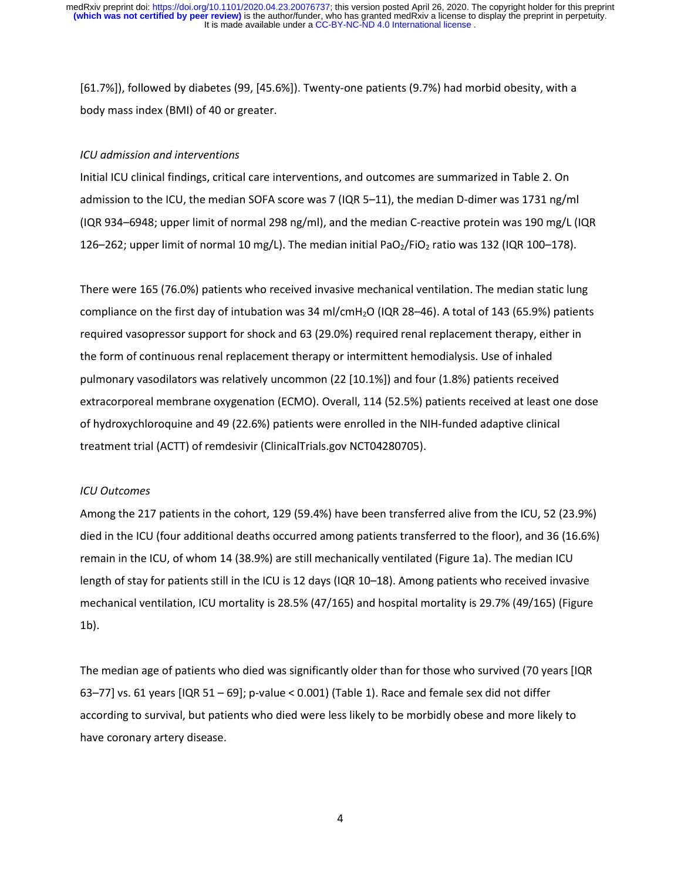[61.7%]), followed by diabetes (99, [45.6%]). Twenty-one patients (9.7%) had morbid obesity, with a body mass index (BMI) of 40 or greater.

*ICU admission and interventions*

Initial ICU clinical findings, critical care interventions, and outcomes are summarized in Table 2. On admission to the ICU, the median SOFA score was 7 (IQR 5–11), the median D-dimer was 1731 ng/ml (IQR 934–6948; upper limit of normal 298 ng/ml), and the median C-reactive protein was 190 mg/L (IQR 126–262; upper limit of normal 10 mg/L). The median initial $PaO_2/FiO_2$ ratio was 132 (IQR 100–178).

There were 165 (76.0%) patients who received invasive mechanical ventilation. The median static lung compliance on the first day of intubation was 34 ml/cm$H_2O$ (IQR 28–46). A total of 143 (65.9%) patients required vasopressor support for shock and 63 (29.0%) required renal replacement therapy, either in the form of continuous renal replacement therapy or intermittent hemodialysis. Use of inhaled pulmonary vasodilators was relatively uncommon (22 [10.1%]) and four (1.8%) patients received extracorporeal membrane oxygenation (ECMO). Overall, 114 (52.5%) patients received at least one dose of hydroxychloroquine and 49 (22.6%) patients were enrolled in the NIH-funded adaptive clinical treatment trial (ACTT) of remdesivir (ClinicalTrials.gov NCT04280705).

*ICU Outcomes*

Among the 217 patients in the cohort, 129 (59.4%) have been transferred alive from the ICU, 52 (23.9%) died in the ICU (four additional deaths occurred among patients transferred to the floor), and 36 (16.6%) remain in the ICU, of whom 14 (38.9%) are still mechanically ventilated (Figure 1a). The median ICU length of stay for patients still in the ICU is 12 days (IQR 10–18). Among patients who received invasive mechanical ventilation, ICU mortality is 28.5% (47/165) and hospital mortality is 29.7% (49/165) (Figure 1b).

The median age of patients who died was significantly older than for those who survived (70 years [IQR 63–77] vs. 61 years [IQR 51 – 69]; p-value < 0.001) (Table 1). Race and female sex did not differ according to survival, but patients who died were less likely to be morbidly obese and more likely to have coronary artery disease.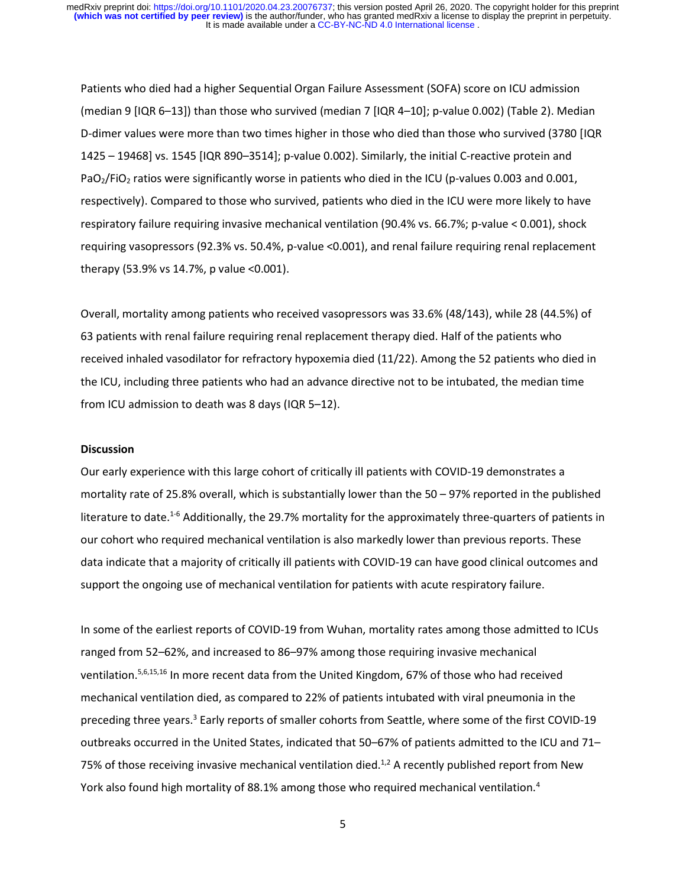Patients who died had a higher Sequential Organ Failure Assessment (SOFA) score on ICU admission (median 9 [IQR 6–13]) than those who survived (median 7 [IQR 4–10]; p-value 0.002) (Table 2). Median D-dimer values were more than two times higher in those who died than those who survived (3780 [IQR 1425 – 19468] vs. 1545 [IQR 890–3514]; p-value 0.002). Similarly, the initial C-reactive protein and $PaO_2/FiO_2$ ratios were significantly worse in patients who died in the ICU (p-values 0.003 and 0.001, respectively). Compared to those who survived, patients who died in the ICU were more likely to have respiratory failure requiring invasive mechanical ventilation (90.4% vs. 66.7%; p-value < 0.001), shock requiring vasopressors (92.3% vs. 50.4%, p-value <0.001), and renal failure requiring renal replacement therapy (53.9% vs 14.7%, p value <0.001).

Overall, mortality among patients who received vasopressors was 33.6% (48/143), while 28 (44.5%) of 63 patients with renal failure requiring renal replacement therapy died. Half of the patients who received inhaled vasodilator for refractory hypoxemia died (11/22). Among the 52 patients who died in the ICU, including three patients who had an advance directive not to be intubated, the median time from ICU admission to death was 8 days (IQR 5–12).

**Discussion**

Our early experience with this large cohort of critically ill patients with COVID-19 demonstrates a mortality rate of 25.8% overall, which is substantially lower than the 50 – 97% reported in the published literature to date.[1-6] Additionally, the 29.7% mortality for the approximately three-quarters of patients in our cohort who required mechanical ventilation is also markedly lower than previous reports. These data indicate that a majority of critically ill patients with COVID-19 can have good clinical outcomes and support the ongoing use of mechanical ventilation for patients with acute respiratory failure.

In some of the earliest reports of COVID-19 from Wuhan, mortality rates among those admitted to ICUs ranged from 52–62%, and increased to 86–97% among those requiring invasive mechanical ventilation.[5,6,15,16] In more recent data from the United Kingdom, 67% of those who had received mechanical ventilation died, as compared to 22% of patients intubated with viral pneumonia in the preceding three years.[3] Early reports of smaller cohorts from Seattle, where some of the first COVID-19 outbreaks occurred in the United States, indicated that 50–67% of patients admitted to the ICU and 71–75% of those receiving invasive mechanical ventilation died.[1,2] A recently published report from New York also found high mortality of 88.1% among those who required mechanical ventilation.[4]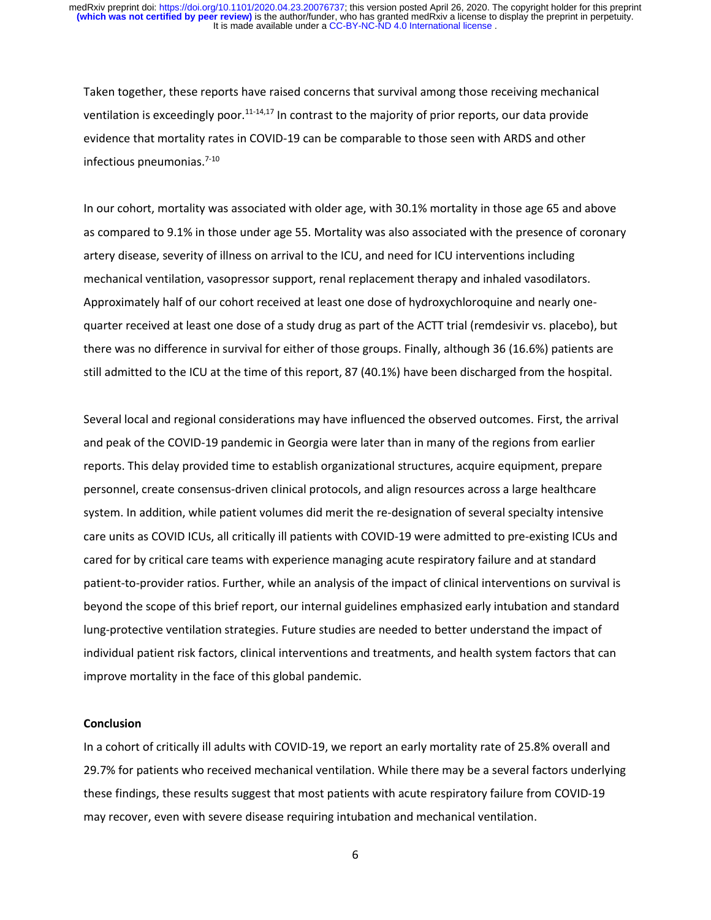Taken together, these reports have raised concerns that survival among those receiving mechanical ventilation is exceedingly poor.[11-14,17] In contrast to the majority of prior reports, our data provide evidence that mortality rates in COVID-19 can be comparable to those seen with ARDS and other infectious pneumonias.[7-10]

In our cohort, mortality was associated with older age, with 30.1% mortality in those age 65 and above as compared to 9.1% in those under age 55. Mortality was also associated with the presence of coronary artery disease, severity of illness on arrival to the ICU, and need for ICU interventions including mechanical ventilation, vasopressor support, renal replacement therapy and inhaled vasodilators. Approximately half of our cohort received at least one dose of hydroxychloroquine and nearly one-quarter received at least one dose of a study drug as part of the ACTT trial (remdesivir vs. placebo), but there was no difference in survival for either of those groups. Finally, although 36 (16.6%) patients are still admitted to the ICU at the time of this report, 87 (40.1%) have been discharged from the hospital.

Several local and regional considerations may have influenced the observed outcomes. First, the arrival and peak of the COVID-19 pandemic in Georgia were later than in many of the regions from earlier reports. This delay provided time to establish organizational structures, acquire equipment, prepare personnel, create consensus-driven clinical protocols, and align resources across a large healthcare system. In addition, while patient volumes did merit the re-designation of several specialty intensive care units as COVID ICUs, all critically ill patients with COVID-19 were admitted to pre-existing ICUs and cared for by critical care teams with experience managing acute respiratory failure and at standard patient-to-provider ratios. Further, while an analysis of the impact of clinical interventions on survival is beyond the scope of this brief report, our internal guidelines emphasized early intubation and standard lung-protective ventilation strategies. Future studies are needed to better understand the impact of individual patient risk factors, clinical interventions and treatments, and health system factors that can improve mortality in the face of this global pandemic.

**Conclusion**

In a cohort of critically ill adults with COVID-19, we report an early mortality rate of 25.8% overall and 29.7% for patients who received mechanical ventilation. While there may be a several factors underlying these findings, these results suggest that most patients with acute respiratory failure from COVID-19 may recover, even with severe disease requiring intubation and mechanical ventilation.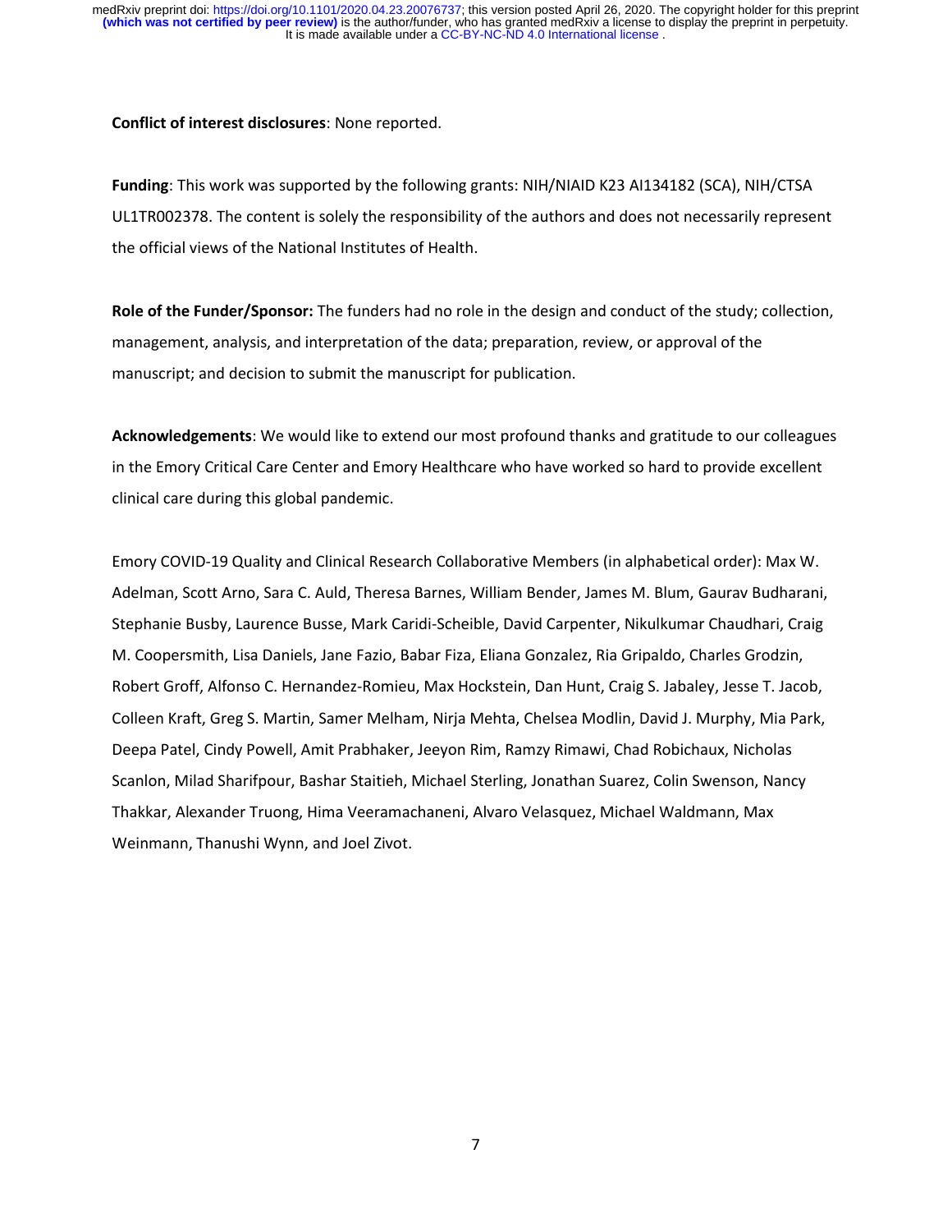**Conflict of interest disclosures**: None reported.

**Funding**: This work was supported by the following grants: NIH/NIAID K23 AI134182 (SCA), NIH/CTSA UL1TR002378. The content is solely the responsibility of the authors and does not necessarily represent the official views of the National Institutes of Health.

**Role of the Funder/Sponsor:** The funders had no role in the design and conduct of the study; collection, management, analysis, and interpretation of the data; preparation, review, or approval of the manuscript; and decision to submit the manuscript for publication.

**Acknowledgements**: We would like to extend our most profound thanks and gratitude to our colleagues in the Emory Critical Care Center and Emory Healthcare who have worked so hard to provide excellent clinical care during this global pandemic.

Emory COVID-19 Quality and Clinical Research Collaborative Members (in alphabetical order): Max W. Adelman, Scott Arno, Sara C. Auld, Theresa Barnes, William Bender, James M. Blum, Gaurav Budharani, Stephanie Busby, Laurence Busse, Mark Caridi-Scheible, David Carpenter, Nikulkumar Chaudhari, Craig M. Coopersmith, Lisa Daniels, Jane Fazio, Babar Fiza, Eliana Gonzalez, Ria Gripaldo, Charles Grodzin, Robert Groff, Alfonso C. Hernandez-Romieu, Max Hockstein, Dan Hunt, Craig S. Jabaley, Jesse T. Jacob, Colleen Kraft, Greg S. Martin, Samer Melham, Nirja Mehta, Chelsea Modlin, David J. Murphy, Mia Park, Deepa Patel, Cindy Powell, Amit Prabhaker, Jeeyon Rim, Ramzy Rimawi, Chad Robichaux, Nicholas Scanlon, Milad Sharifpour, Bashar Staitieh, Michael Sterling, Jonathan Suarez, Colin Swenson, Nancy Thakkar, Alexander Truong, Hima Veeramachaneni, Alvaro Velasquez, Michael Waldmann, Max Weinmann, Thanushi Wynn, and Joel Zivot.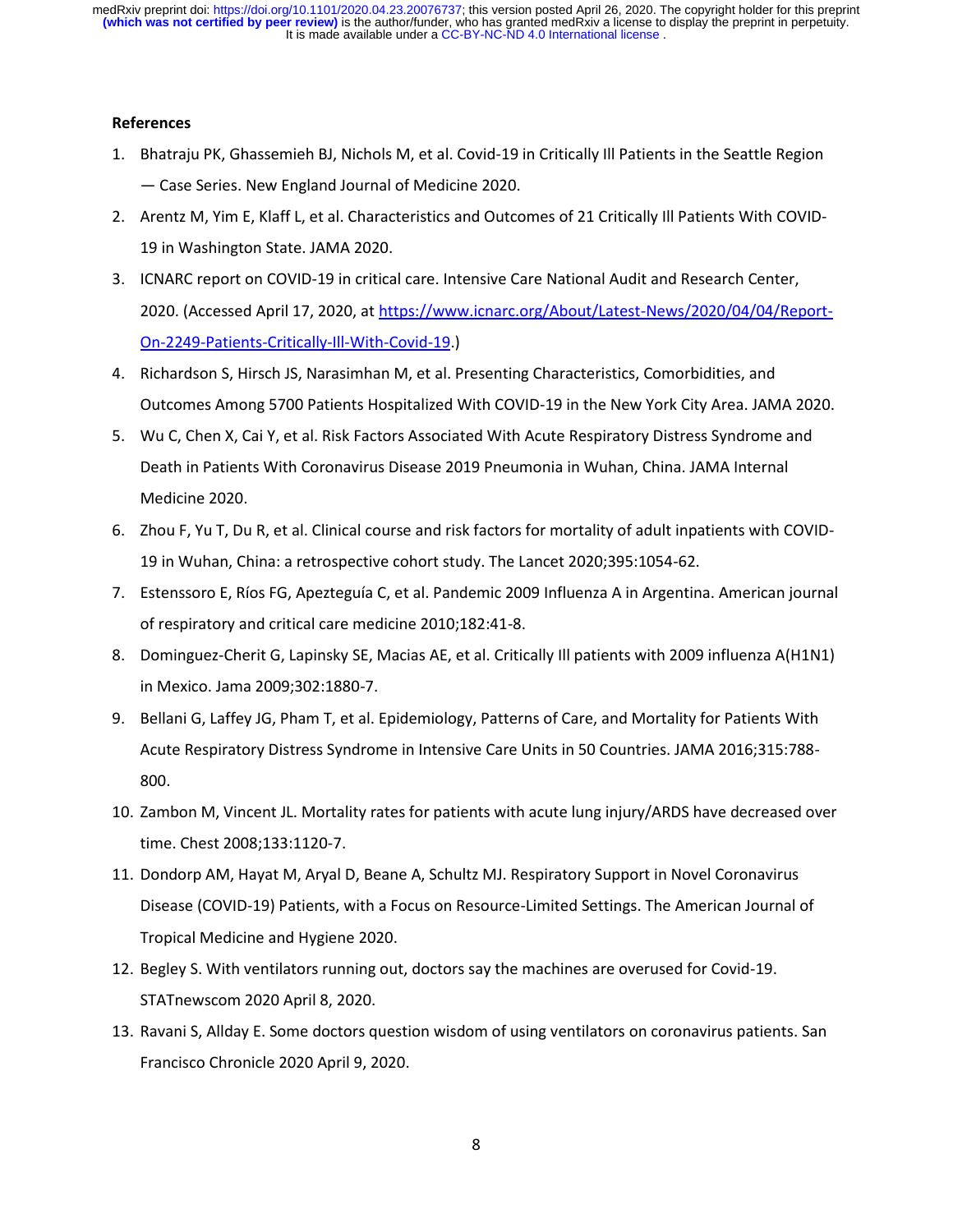**References**

1. Bhatraju PK, Ghassemieh BJ, Nichols M, et al. Covid-19 in Critically Ill Patients in the Seattle Region — Case Series. New England Journal of Medicine 2020.
2. Arentz M, Yim E, Klaff L, et al. Characteristics and Outcomes of 21 Critically Ill Patients With COVID-19 in Washington State. JAMA 2020.
3. ICNARC report on COVID-19 in critical care. Intensive Care National Audit and Research Center, 2020. (Accessed April 17, 2020, at https://www.icnarc.org/About/Latest-News/2020/04/04/Report-On-2249-Patients-Critically-Ill-With-Covid-19.)
4. Richardson S, Hirsch JS, Narasimhan M, et al. Presenting Characteristics, Comorbidities, and Outcomes Among 5700 Patients Hospitalized With COVID-19 in the New York City Area. JAMA 2020.
5. Wu C, Chen X, Cai Y, et al. Risk Factors Associated With Acute Respiratory Distress Syndrome and Death in Patients With Coronavirus Disease 2019 Pneumonia in Wuhan, China. JAMA Internal Medicine 2020.
6. Zhou F, Yu T, Du R, et al. Clinical course and risk factors for mortality of adult inpatients with COVID-19 in Wuhan, China: a retrospective cohort study. The Lancet 2020;395:1054-62.
7. Estenssoro E, Ríos FG, Apezteguía C, et al. Pandemic 2009 Influenza A in Argentina. American journal of respiratory and critical care medicine 2010;182:41-8.
8. Dominguez-Cherit G, Lapinsky SE, Macias AE, et al. Critically Ill patients with 2009 influenza A(H1N1) in Mexico. Jama 2009;302:1880-7.
9. Bellani G, Laffey JG, Pham T, et al. Epidemiology, Patterns of Care, and Mortality for Patients With Acute Respiratory Distress Syndrome in Intensive Care Units in 50 Countries. JAMA 2016;315:788-800.
10. Zambon M, Vincent JL. Mortality rates for patients with acute lung injury/ARDS have decreased over time. Chest 2008;133:1120-7.
11. Dondorp AM, Hayat M, Aryal D, Beane A, Schultz MJ. Respiratory Support in Novel Coronavirus Disease (COVID-19) Patients, with a Focus on Resource-Limited Settings. The American Journal of Tropical Medicine and Hygiene 2020.
12. Begley S. With ventilators running out, doctors say the machines are overused for Covid-19. STATnewscom 2020 April 8, 2020.
13. Ravani S, Allday E. Some doctors question wisdom of using ventilators on coronavirus patients. San Francisco Chronicle 2020 April 9, 2020.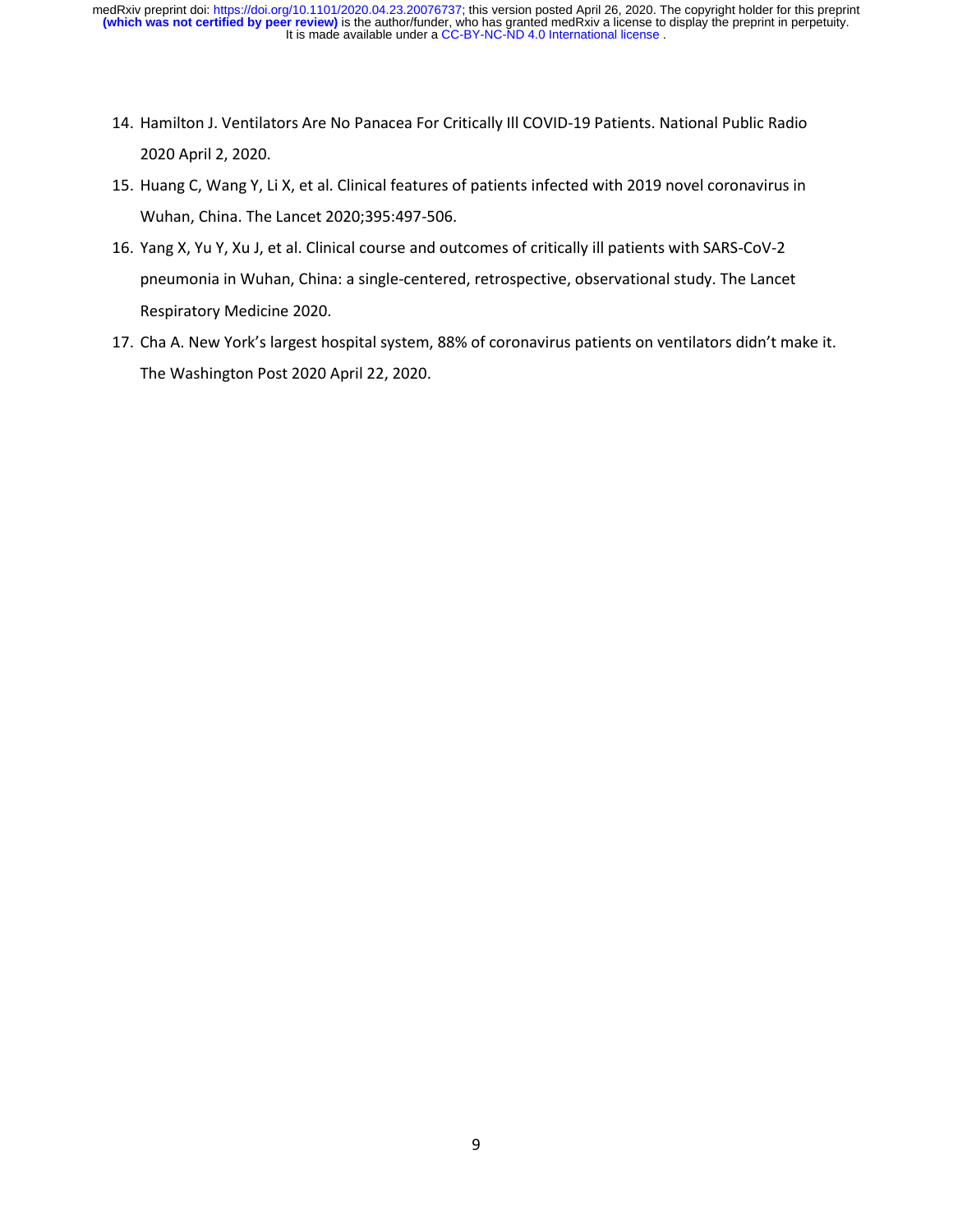14. Hamilton J. Ventilators Are No Panacea For Critically Ill COVID-19 Patients. National Public Radio 2020 April 2, 2020.
15. Huang C, Wang Y, Li X, et al. Clinical features of patients infected with 2019 novel coronavirus in Wuhan, China. The Lancet 2020;395:497-506.
16. Yang X, Yu Y, Xu J, et al. Clinical course and outcomes of critically ill patients with SARS-CoV-2 pneumonia in Wuhan, China: a single-centered, retrospective, observational study. The Lancet Respiratory Medicine 2020.
17. Cha A. New York's largest hospital system, 88% of coronavirus patients on ventilators didn't make it. The Washington Post 2020 April 22, 2020.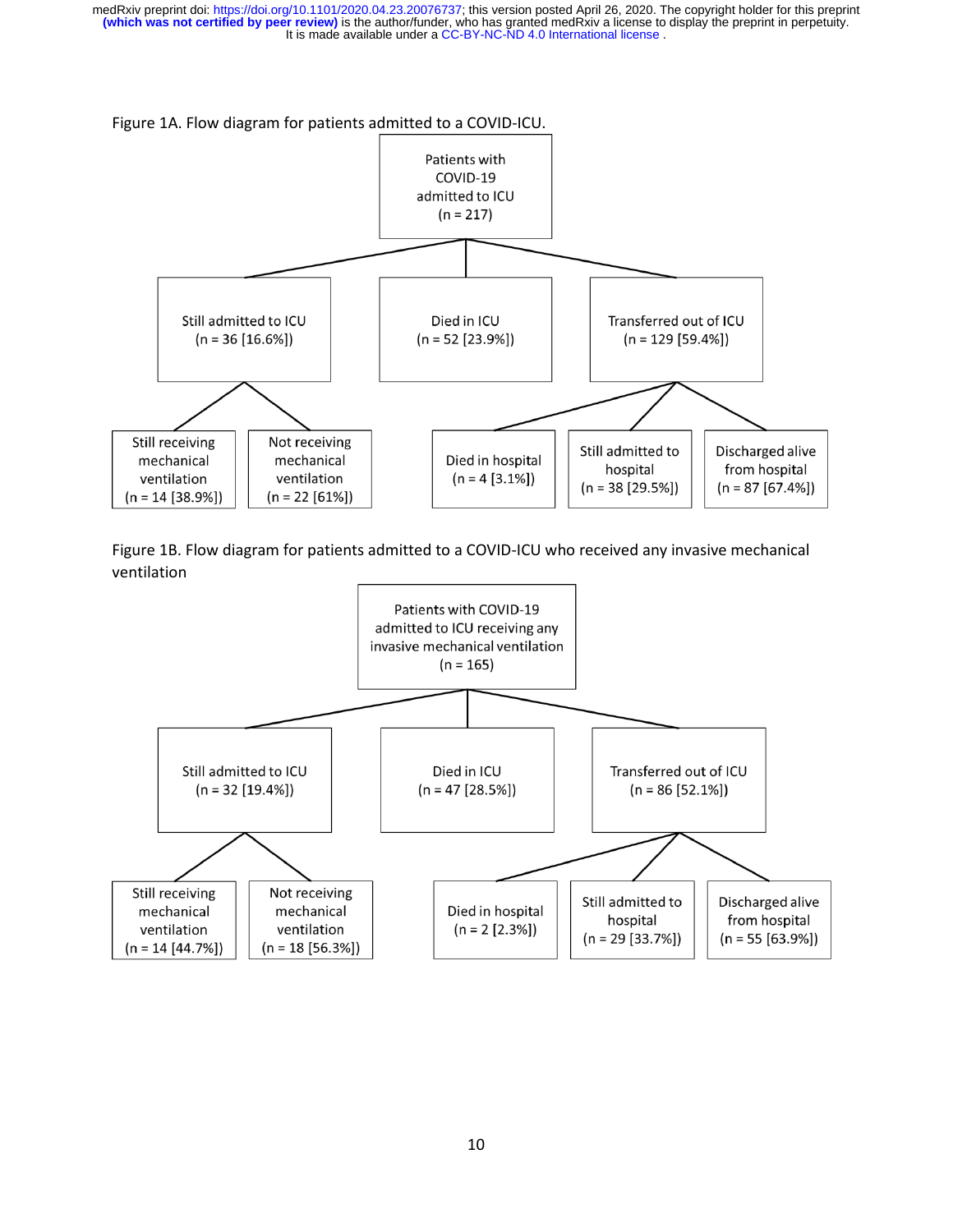Figure 1A. Flow diagram for patients admitted to a COVID-ICU.

Patients with COVID-19 admitted to ICU (n = 217)

- Still admitted to ICU (n = 36 [16.6%])
  - Still receiving mechanical ventilation (n = 14 [38.9%])
  - Not receiving mechanical ventilation (n = 22 [61%])
- Died in ICU (n = 52 [23.9%])
- Transferred out of ICU (n = 129 [59.4%])
  - Died in hospital (n = 4 [3.1%])
  - Still admitted to hospital (n = 38 [29.5%])
  - Discharged alive from hospital (n = 87 [67.4%])

Figure 1B. Flow diagram for patients admitted to a COVID-ICU who received any invasive mechanical ventilation

Patients with COVID-19 admitted to ICU receiving any invasive mechanical ventilation (n = 165)

- Still admitted to ICU (n = 32 [19.4%])
  - Still receiving mechanical ventilation (n = 14 [44.7%])
  - Not receiving mechanical ventilation (n = 18 [56.3%])
- Died in ICU (n = 47 [28.5%])
- Transferred out of ICU (n = 86 [52.1%])
  - Died in hospital (n = 2 [2.3%])
  - Still admitted to hospital (n = 29 [33.7%])
  - Discharged alive from hospital (n = 55 [63.9%])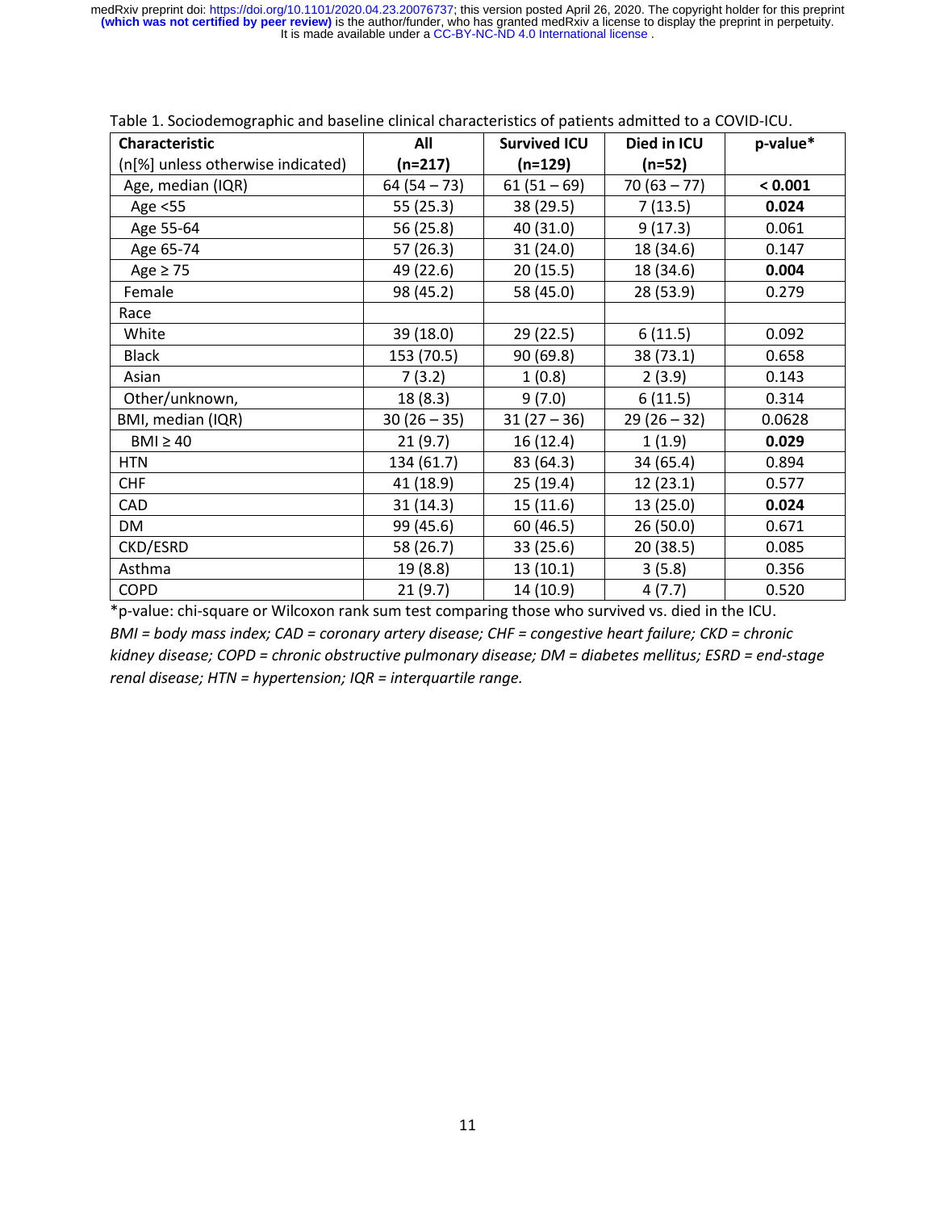Table 1. Sociodemographic and baseline clinical characteristics of patients admitted to a COVID-ICU.

| Characteristic<br>(n[%] unless otherwise indicated) | All<br>(n=217) | Survived ICU<br>(n=129) | Died in ICU<br>(n=52) | p-value* |
|---|---|---|---|---|
| Age, median (IQR) | 64 (54 – 73) | 61 (51 – 69) | 70 (63 – 77) | **< 0.001** |
| Age <55 | 55 (25.3) | 38 (29.5) | 7 (13.5) | **0.024** |
| Age 55-64 | 56 (25.8) | 40 (31.0) | 9 (17.3) | 0.061 |
| Age 65-74 | 57 (26.3) | 31 (24.0) | 18 (34.6) | 0.147 |
| Age ≥ 75 | 49 (22.6) | 20 (15.5) | 18 (34.6) | **0.004** |
| Female | 98 (45.2) | 58 (45.0) | 28 (53.9) | 0.279 |
| Race | | | | |
| White | 39 (18.0) | 29 (22.5) | 6 (11.5) | 0.092 |
| Black | 153 (70.5) | 90 (69.8) | 38 (73.1) | 0.658 |
| Asian | 7 (3.2) | 1 (0.8) | 2 (3.9) | 0.143 |
| Other/unknown, | 18 (8.3) | 9 (7.0) | 6 (11.5) | 0.314 |
| BMI, median (IQR) | 30 (26 – 35) | 31 (27 – 36) | 29 (26 – 32) | 0.0628 |
| BMI ≥ 40 | 21 (9.7) | 16 (12.4) | 1 (1.9) | **0.029** |
| HTN | 134 (61.7) | 83 (64.3) | 34 (65.4) | 0.894 |
| CHF | 41 (18.9) | 25 (19.4) | 12 (23.1) | 0.577 |
| CAD | 31 (14.3) | 15 (11.6) | 13 (25.0) | **0.024** |
| DM | 99 (45.6) | 60 (46.5) | 26 (50.0) | 0.671 |
| CKD/ESRD | 58 (26.7) | 33 (25.6) | 20 (38.5) | 0.085 |
| Asthma | 19 (8.8) | 13 (10.1) | 3 (5.8) | 0.356 |
| COPD | 21 (9.7) | 14 (10.9) | 4 (7.7) | 0.520 |

*p-value: chi-square or Wilcoxon rank sum test comparing those who survived vs. died in the ICU.

*BMI = body mass index; CAD = coronary artery disease; CHF = congestive heart failure; CKD = chronic kidney disease; COPD = chronic obstructive pulmonary disease; DM = diabetes mellitus; ESRD = end-stage renal disease; HTN = hypertension; IQR = interquartile range.*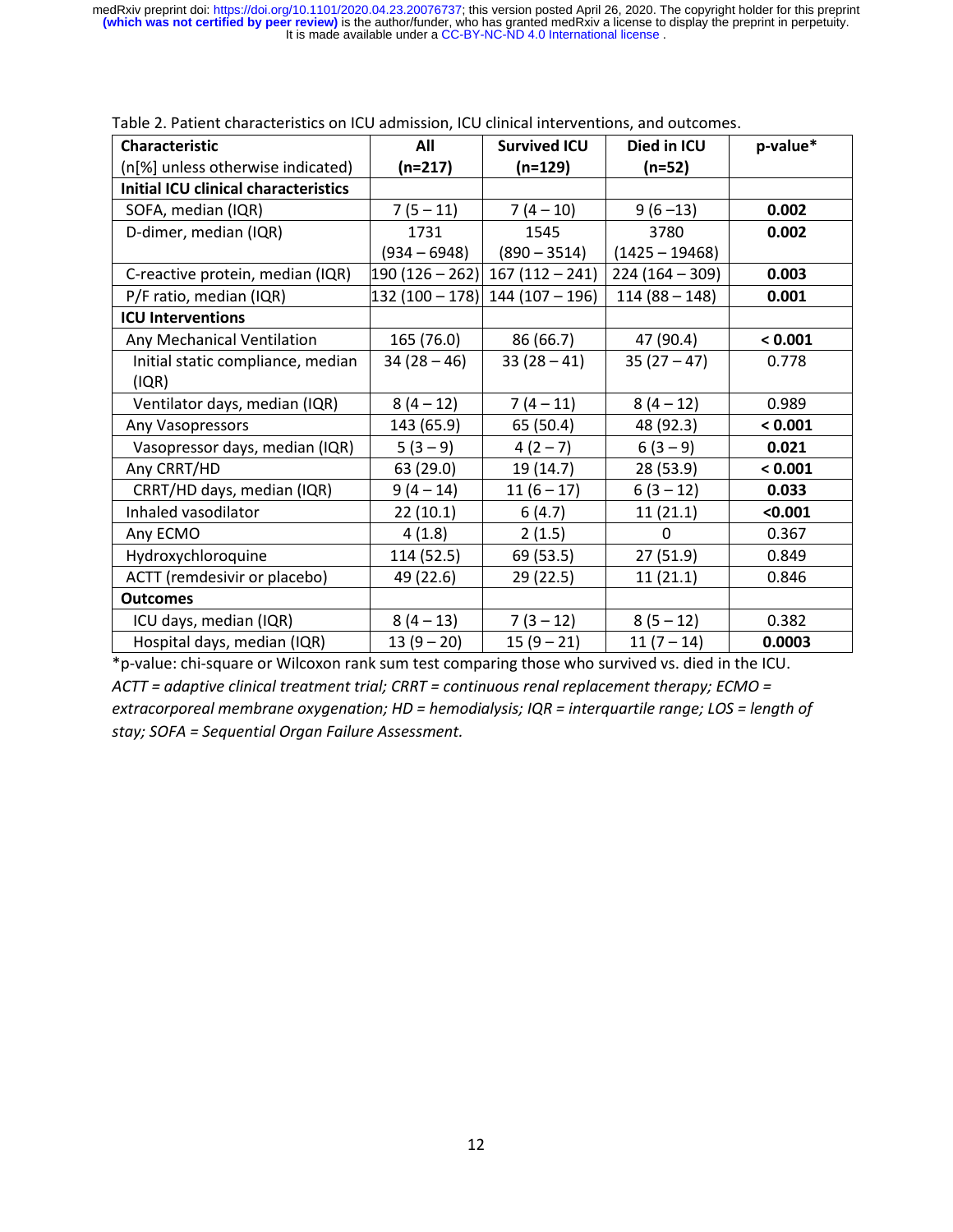Table 2. Patient characteristics on ICU admission, ICU clinical interventions, and outcomes.

| Characteristic (n[%] unless otherwise indicated) | All (n=217) | Survived ICU (n=129) | Died in ICU (n=52) | p-value* |
|---|---|---|---|---|
| **Initial ICU clinical characteristics** | | | | |
| SOFA, median (IQR) | 7 (5 – 11) | 7 (4 – 10) | 9 (6 –13) | **0.002** |
| D-dimer, median (IQR) | 1731 (934 – 6948) | 1545 (890 – 3514) | 3780 (1425 – 19468) | **0.002** |
| C-reactive protein, median (IQR) | 190 (126 – 262) | 167 (112 – 241) | 224 (164 – 309) | **0.003** |
| P/F ratio, median (IQR) | 132 (100 – 178) | 144 (107 – 196) | 114 (88 – 148) | **0.001** |
| **ICU Interventions** | | | | |
| Any Mechanical Ventilation | 165 (76.0) | 86 (66.7) | 47 (90.4) | **< 0.001** |
| Initial static compliance, median (IQR) | 34 (28 – 46) | 33 (28 – 41) | 35 (27 – 47) | 0.778 |
| Ventilator days, median (IQR) | 8 (4 – 12) | 7 (4 – 11) | 8 (4 – 12) | 0.989 |
| Any Vasopressors | 143 (65.9) | 65 (50.4) | 48 (92.3) | **< 0.001** |
| Vasopressor days, median (IQR) | 5 (3 – 9) | 4 (2 – 7) | 6 (3 – 9) | **0.021** |
| Any CRRT/HD | 63 (29.0) | 19 (14.7) | 28 (53.9) | **< 0.001** |
| CRRT/HD days, median (IQR) | 9 (4 – 14) | 11 (6 – 17) | 6 (3 – 12) | **0.033** |
| Inhaled vasodilator | 22 (10.1) | 6 (4.7) | 11 (21.1) | **<0.001** |
| Any ECMO | 4 (1.8) | 2 (1.5) | 0 | 0.367 |
| Hydroxychloroquine | 114 (52.5) | 69 (53.5) | 27 (51.9) | 0.849 |
| ACTT (remdesivir or placebo) | 49 (22.6) | 29 (22.5) | 11 (21.1) | 0.846 |
| **Outcomes** | | | | |
| ICU days, median (IQR) | 8 (4 – 13) | 7 (3 – 12) | 8 (5 – 12) | 0.382 |
| Hospital days, median (IQR) | 13 (9 – 20) | 15 (9 – 21) | 11 (7 – 14) | **0.0003** |

*p-value: chi-square or Wilcoxon rank sum test comparing those who survived vs. died in the ICU.

*ACTT = adaptive clinical treatment trial; CRRT = continuous renal replacement therapy; ECMO = extracorporeal membrane oxygenation; HD = hemodialysis; IQR = interquartile range; LOS = length of stay; SOFA = Sequential Organ Failure Assessment.*